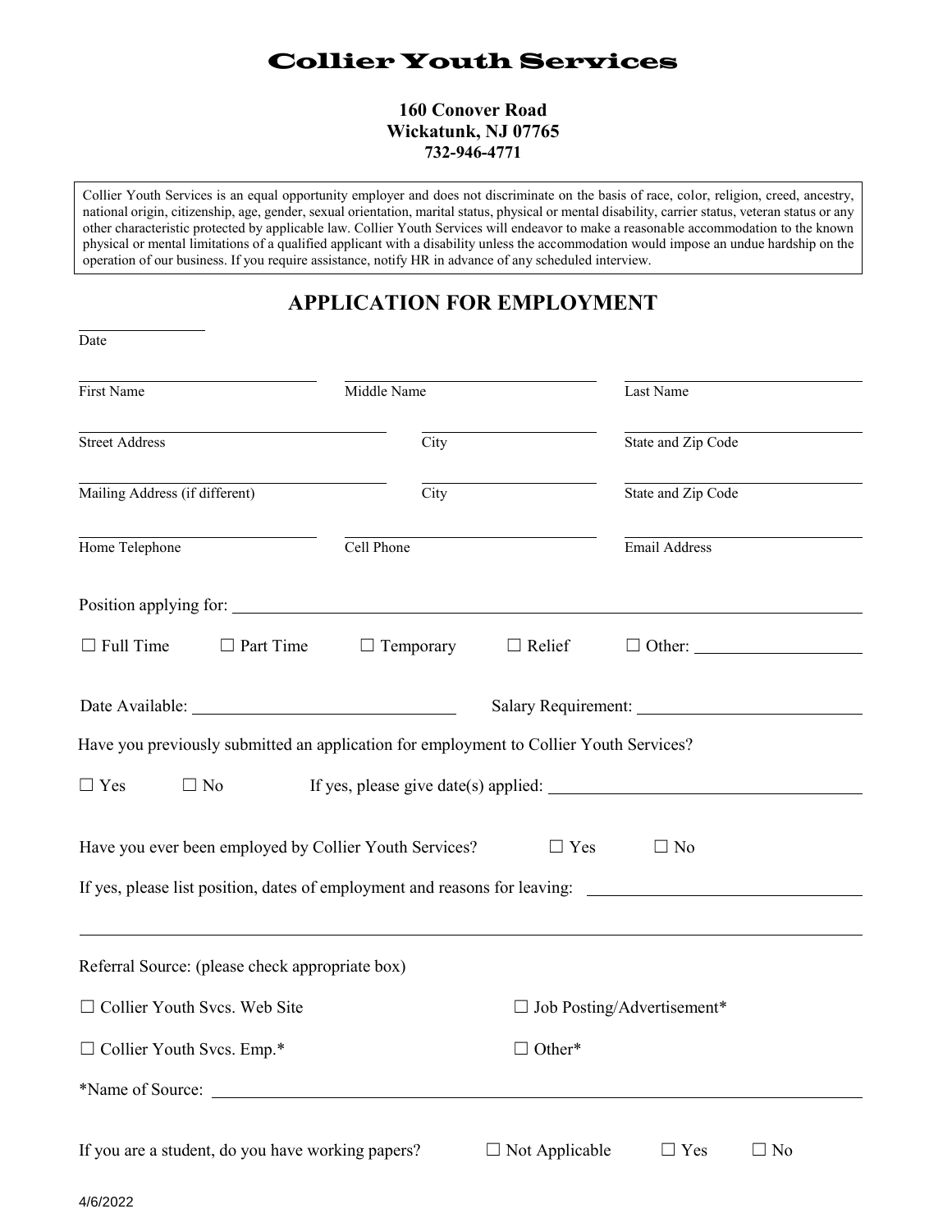# Collier Youth Services

**160 Conover Road**
**Wickatunk, NJ 07765**
**732-946-4771**

Collier Youth Services is an equal opportunity employer and does not discriminate on the basis of race, color, religion, creed, ancestry, national origin, citizenship, age, gender, sexual orientation, marital status, physical or mental disability, carrier status, veteran status or any other characteristic protected by applicable law. Collier Youth Services will endeavor to make a reasonable accommodation to the known physical or mental limitations of a qualified applicant with a disability unless the accommodation would impose an undue hardship on the operation of our business. If you require assistance, notify HR in advance of any scheduled interview.

## APPLICATION FOR EMPLOYMENT

______________
Date

| First Name | Middle Name | Last Name |
|---|---|---|
| Street Address | City | State and Zip Code |
| Mailing Address (if different) | City | State and Zip Code |
| Home Telephone | Cell Phone | Email Address |

Position applying for: ______________________________

☐ Full Time ☐ Part Time ☐ Temporary ☐ Relief ☐ Other: ______________

Date Available: ______________ Salary Requirement: ______________

Have you previously submitted an application for employment to Collier Youth Services?

☐ Yes ☐ No If yes, please give date(s) applied: ______________

Have you ever been employed by Collier Youth Services? ☐ Yes ☐ No

If yes, please list position, dates of employment and reasons for leaving: ______________

______________________________

Referral Source: (please check appropriate box)

☐ Collier Youth Svcs. Web Site ☐ Job Posting/Advertisement*

☐ Collier Youth Svcs. Emp.* ☐ Other*

*Name of Source: ______________________________

If you are a student, do you have working papers? ☐ Not Applicable ☐ Yes ☐ No

4/6/2022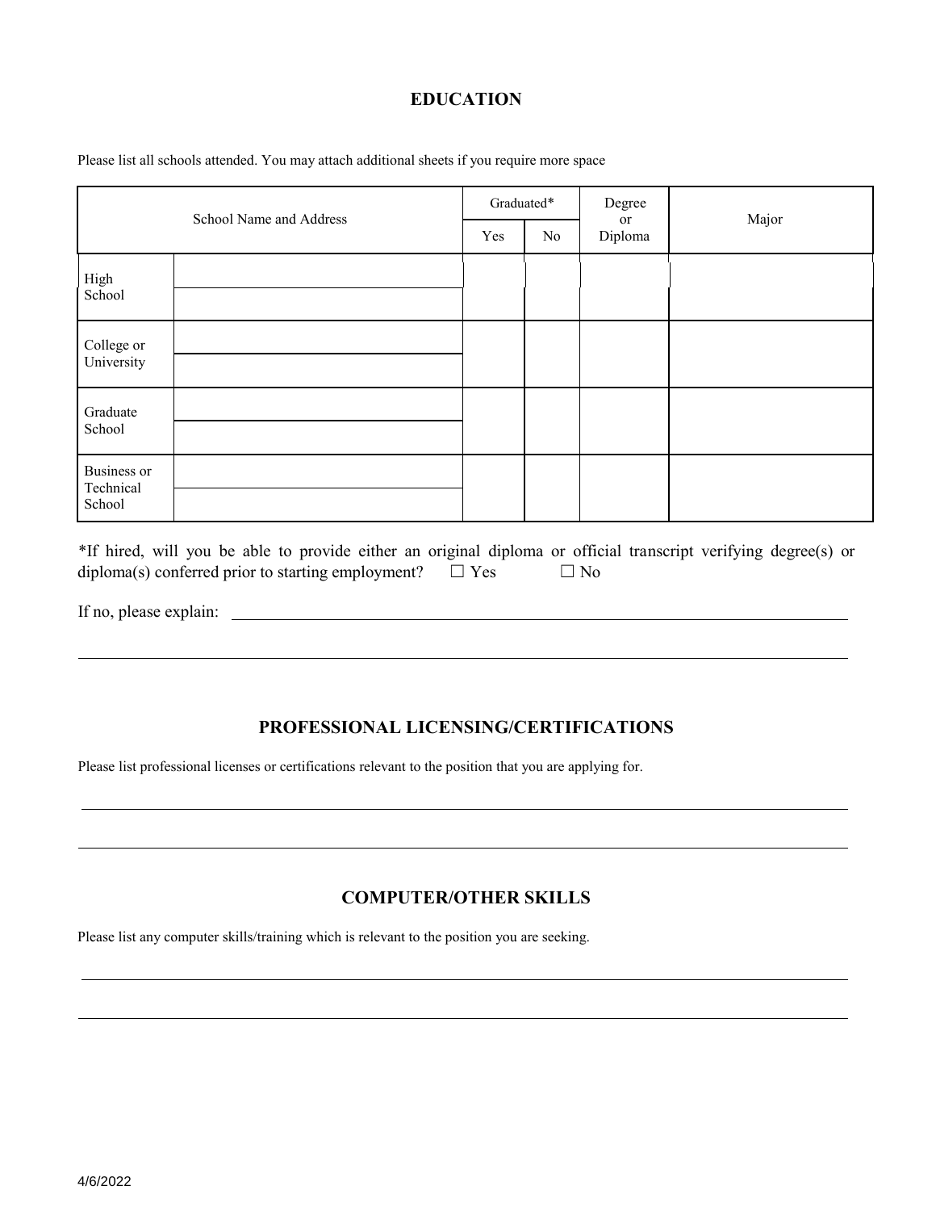## EDUCATION

Please list all schools attended. You may attach additional sheets if you require more space

| School Name and Address | | Graduated* | | Degree or Diploma | Major |
|---|---|---|---|---|---|
| | | Yes | No | | |
| High School | | | | | |
| College or University | | | | | |
| Graduate School | | | | | |
| Business or Technical School | | | | | |

*If hired, will you be able to provide either an original diploma or official transcript verifying degree(s) or diploma(s) conferred prior to starting employment? ☐ Yes ☐ No

If no, please explain: \_\_\_\_\_\_\_\_\_\_\_\_\_\_\_\_\_\_\_\_\_\_\_\_\_\_\_\_\_\_\_\_\_\_\_\_\_\_\_\_

## PROFESSIONAL LICENSING/CERTIFICATIONS

Please list professional licenses or certifications relevant to the position that you are applying for.

## COMPUTER/OTHER SKILLS

Please list any computer skills/training which is relevant to the position you are seeking.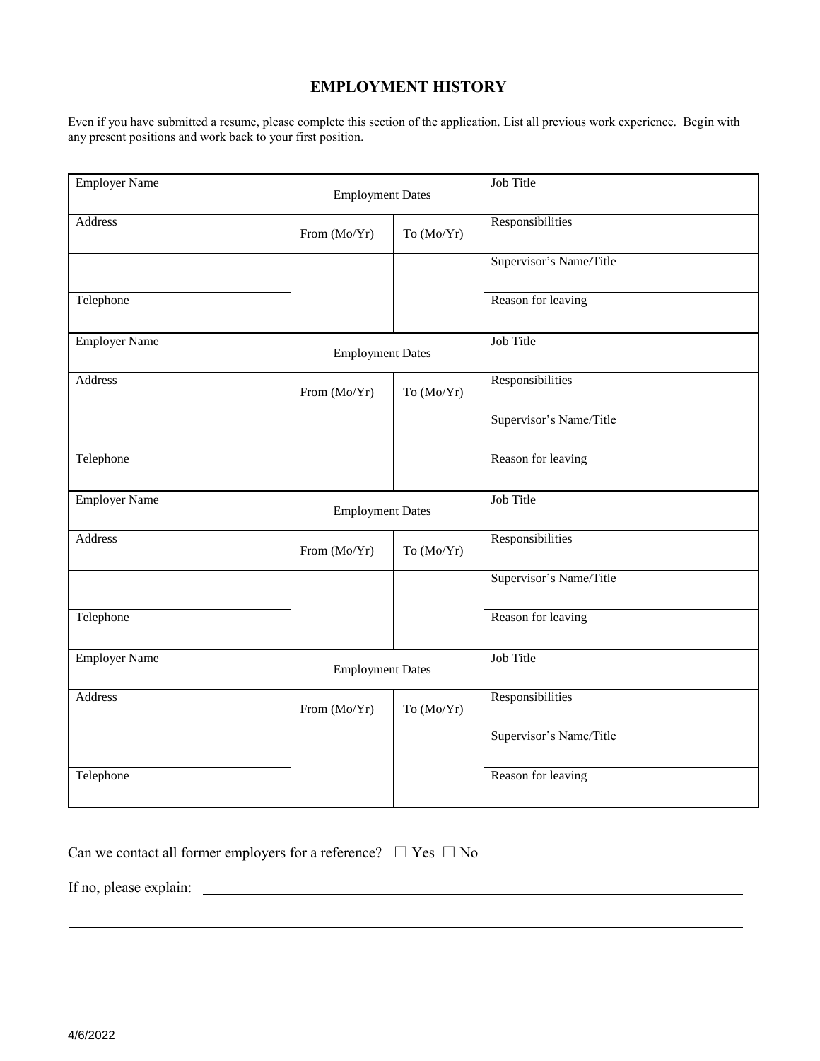# EMPLOYMENT HISTORY

Even if you have submitted a resume, please complete this section of the application. List all previous work experience. Begin with any present positions and work back to your first position.

| Employer Name | Employment Dates | | Job Title |
|---|---|---|---|
| Address | From (Mo/Yr) | To (Mo/Yr) | Responsibilities |
| | | | Supervisor's Name/Title |
| Telephone | | | Reason for leaving |

| Employer Name | Employment Dates | | Job Title |
|---|---|---|---|
| Address | From (Mo/Yr) | To (Mo/Yr) | Responsibilities |
| | | | Supervisor's Name/Title |
| Telephone | | | Reason for leaving |

| Employer Name | Employment Dates | | Job Title |
|---|---|---|---|
| Address | From (Mo/Yr) | To (Mo/Yr) | Responsibilities |
| | | | Supervisor's Name/Title |
| Telephone | | | Reason for leaving |

| Employer Name | Employment Dates | | Job Title |
|---|---|---|---|
| Address | From (Mo/Yr) | To (Mo/Yr) | Responsibilities |
| | | | Supervisor's Name/Title |
| Telephone | | | Reason for leaving |

Can we contact all former employers for a reference? ☐ Yes ☐ No

If no, please explain: ______________________________________________________________

______________________________________________________________________________

4/6/2022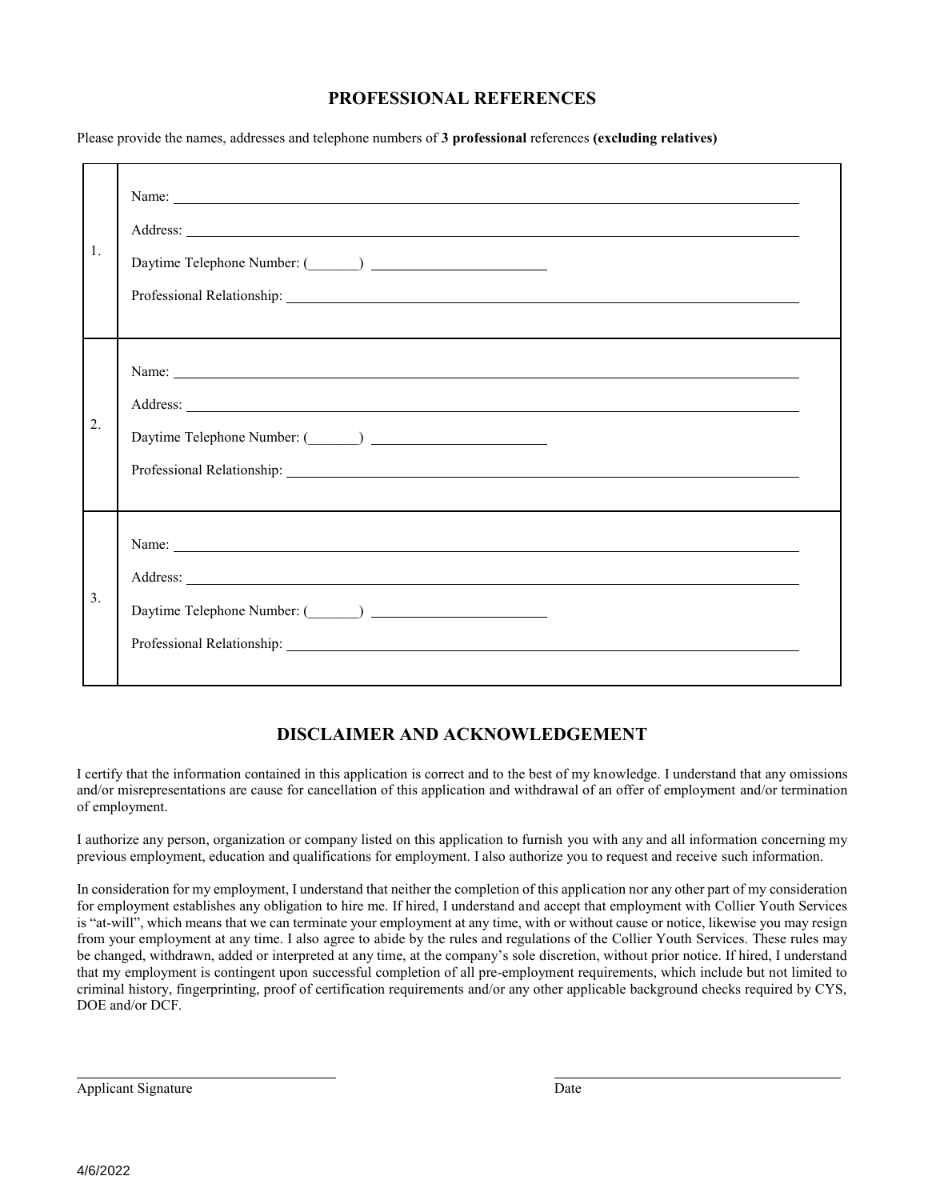## PROFESSIONAL REFERENCES

Please provide the names, addresses and telephone numbers of **3 professional** references **(excluding relatives)**

| | |
|---|---|
| 1. | Name: ______________________________<br>Address: ______________________________<br>Daytime Telephone Number: (_______) ________________<br>Professional Relationship: ______________________________ |
| 2. | Name: ______________________________<br>Address: ______________________________<br>Daytime Telephone Number: (_______) ________________<br>Professional Relationship: ______________________________ |
| 3. | Name: ______________________________<br>Address: ______________________________<br>Daytime Telephone Number: (_______) ________________<br>Professional Relationship: ______________________________ |

## DISCLAIMER AND ACKNOWLEDGEMENT

I certify that the information contained in this application is correct and to the best of my knowledge. I understand that any omissions and/or misrepresentations are cause for cancellation of this application and withdrawal of an offer of employment and/or termination of employment.

I authorize any person, organization or company listed on this application to furnish you with any and all information concerning my previous employment, education and qualifications for employment. I also authorize you to request and receive such information.

In consideration for my employment, I understand that neither the completion of this application nor any other part of my consideration for employment establishes any obligation to hire me. If hired, I understand and accept that employment with Collier Youth Services is "at-will", which means that we can terminate your employment at any time, with or without cause or notice, likewise you may resign from your employment at any time. I also agree to abide by the rules and regulations of the Collier Youth Services. These rules may be changed, withdrawn, added or interpreted at any time, at the company's sole discretion, without prior notice. If hired, I understand that my employment is contingent upon successful completion of all pre-employment requirements, which include but not limited to criminal history, fingerprinting, proof of certification requirements and/or any other applicable background checks required by CYS, DOE and/or DCF.

______________________________ ______________________________

Applicant Signature Date

4/6/2022